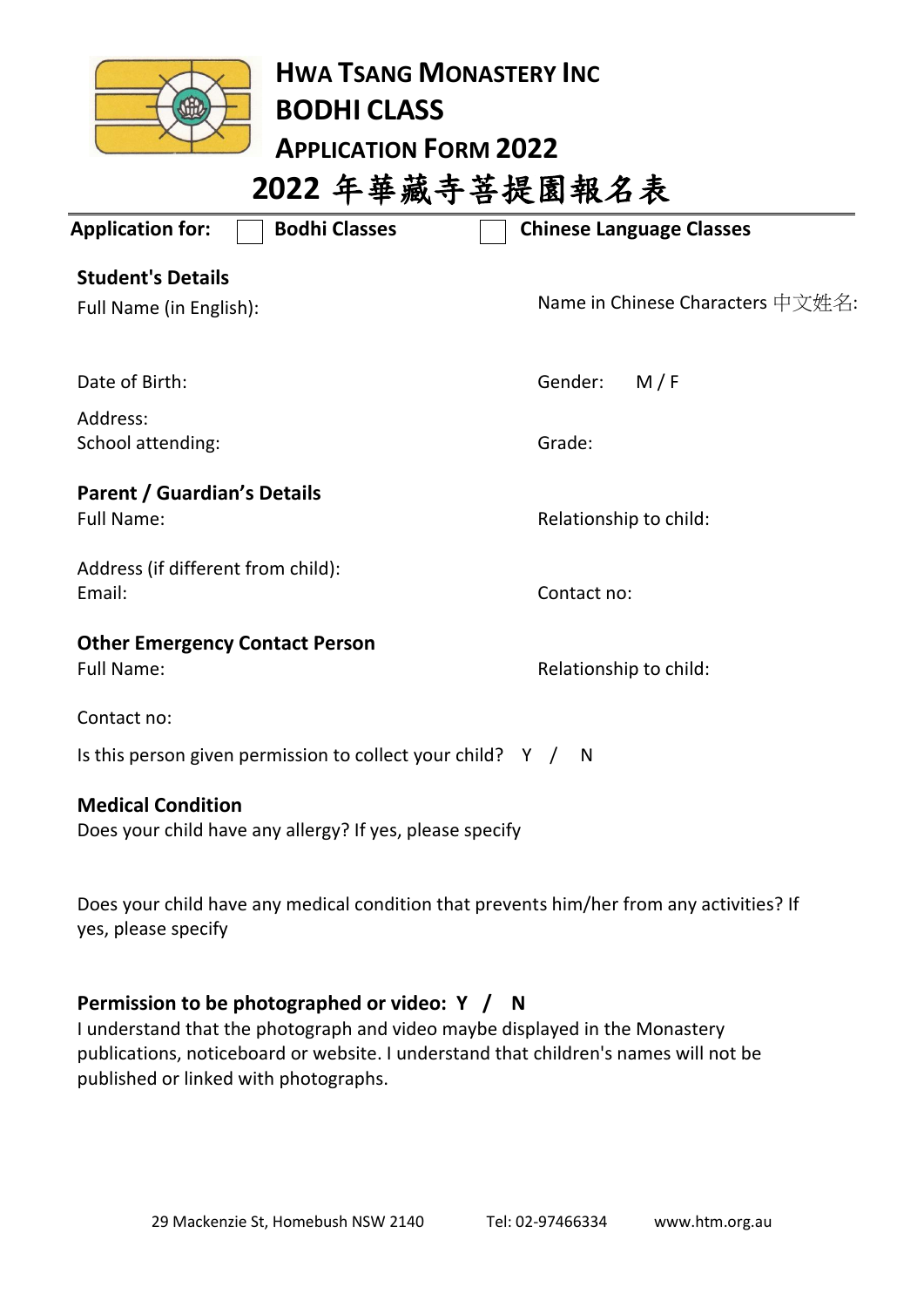# HWA TSANG MONASTERY INC
# BODHI CLASS
## APPLICATION FORM 2022

## 2022 年華藏寺菩提園報名表

**Application for:** ☐ **Bodhi Classes** ☐ **Chinese Language Classes**

**Student's Details**

Full Name (in English):

Name in Chinese Characters 中文姓名:

Date of Birth:

Gender: M / F

Address:

School attending:

Grade:

**Parent / Guardian's Details**

Full Name:

Relationship to child:

Address (if different from child):

Email:

Contact no:

**Other Emergency Contact Person**

Full Name:

Relationship to child:

Contact no:

Is this person given permission to collect your child? Y / N

**Medical Condition**

Does your child have any allergy? If yes, please specify

Does your child have any medical condition that prevents him/her from any activities? If yes, please specify

**Permission to be photographed or video: Y / N**

I understand that the photograph and video maybe displayed in the Monastery publications, noticeboard or website. I understand that children's names will not be published or linked with photographs.

29 Mackenzie St, Homebush NSW 2140 Tel: 02-97466334 www.htm.org.au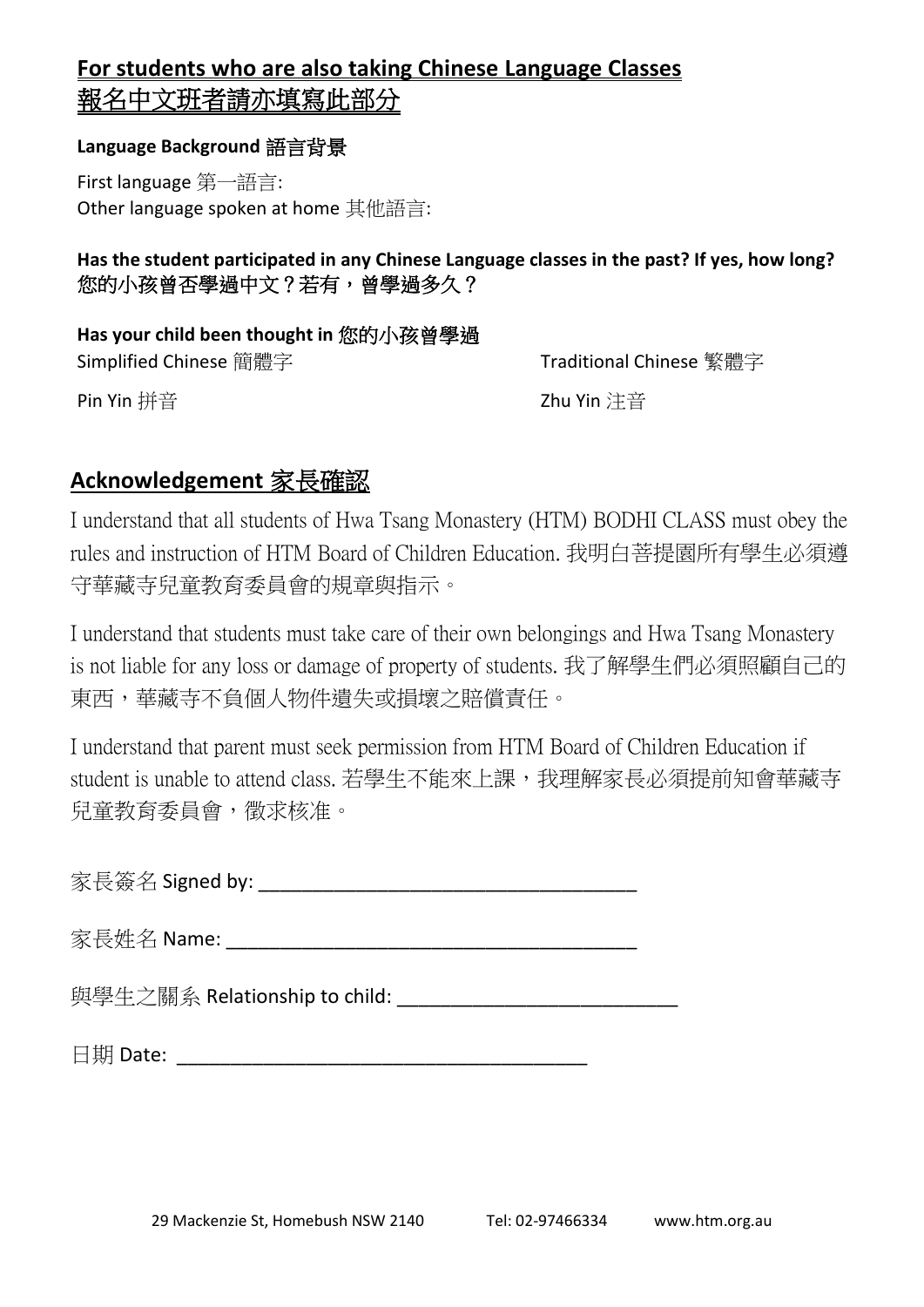## For students who are also taking Chinese Language Classes
## 報名中文班者請亦填寫此部分

**Language Background 語言背景**

First language 第一語言:
Other language spoken at home 其他語言:

**Has the student participated in any Chinese Language classes in the past? If yes, how long?**
**您的小孩曾否學過中文？若有，曾學過多久？**

**Has your child been thought in 您的小孩曾學過**

Simplified Chinese 簡體字

Traditional Chinese 繁體字

Pin Yin 拼音

Zhu Yin 注音

## Acknowledgement 家長確認

I understand that all students of Hwa Tsang Monastery (HTM) BODHI CLASS must obey the rules and instruction of HTM Board of Children Education. 我明白菩提園所有學生必須遵守華藏寺兒童教育委員會的規章與指示。

I understand that students must take care of their own belongings and Hwa Tsang Monastery is not liable for any loss or damage of property of students. 我了解學生們必須照顧自己的東西，華藏寺不負個人物件遺失或損壞之賠償責任。

I understand that parent must seek permission from HTM Board of Children Education if student is unable to attend class. 若學生不能來上課，我理解家長必須提前知會華藏寺兒童教育委員會，徵求核准。

家長簽名 Signed by: ___________________________________

家長姓名 Name: _____________________________________

與學生之關系 Relationship to child: _________________________

日期 Date: _____________________________________

29 Mackenzie St, Homebush NSW 2140 Tel: 02-97466334 www.htm.org.au